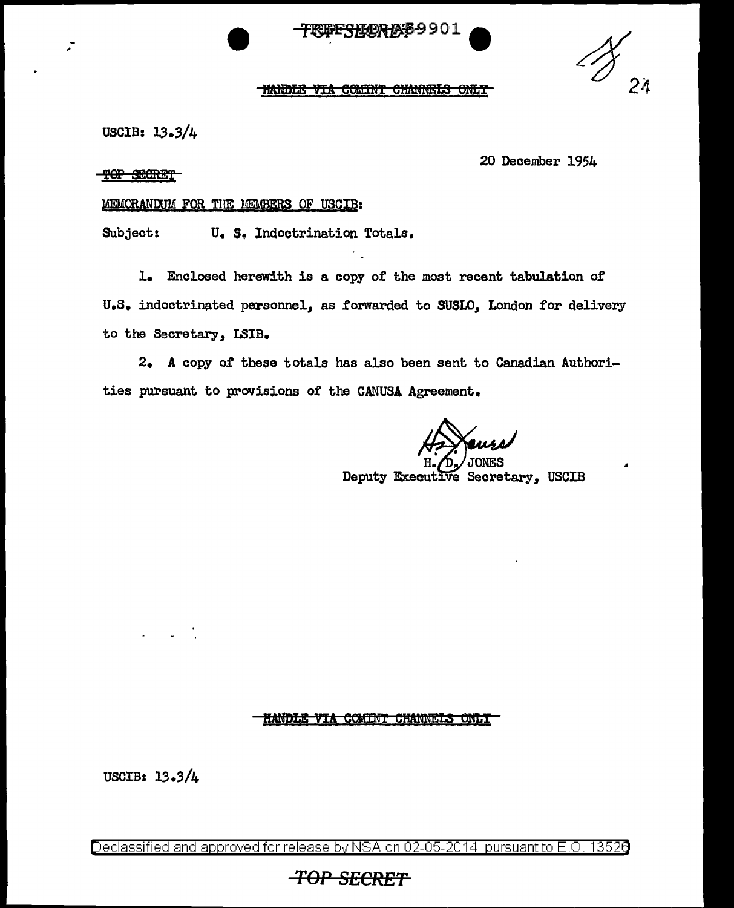TOP SECRET 59901

HANDLE VIA COMINT CHANNELS ONLY

USCIB: 13.3/4

TOP SECRET

20 December 1954

MEMORANDUM FOR THE MEMBERS OF USCIB:

Subject: U. S. Indoctrination Totals.

1. Enclosed herewith is a copy of the most recent tabulation of U.S. indoctrinated personnel, as forwarded to SUSLO, London for delivery to the Secretary, LSIB.

2. A copy of these totals has also been sent to Canadian Authorities pursuant to provisions of the CANUSA Agreement.

H. D. JONES
Deputy Executive Secretary, USCIB

HANDLE VIA COMINT CHANNELS ONLY

USCIB: 13.3/4

Declassified and approved for release by NSA on 02-05-2014 pursuant to E.O. 13526

TOP SECRET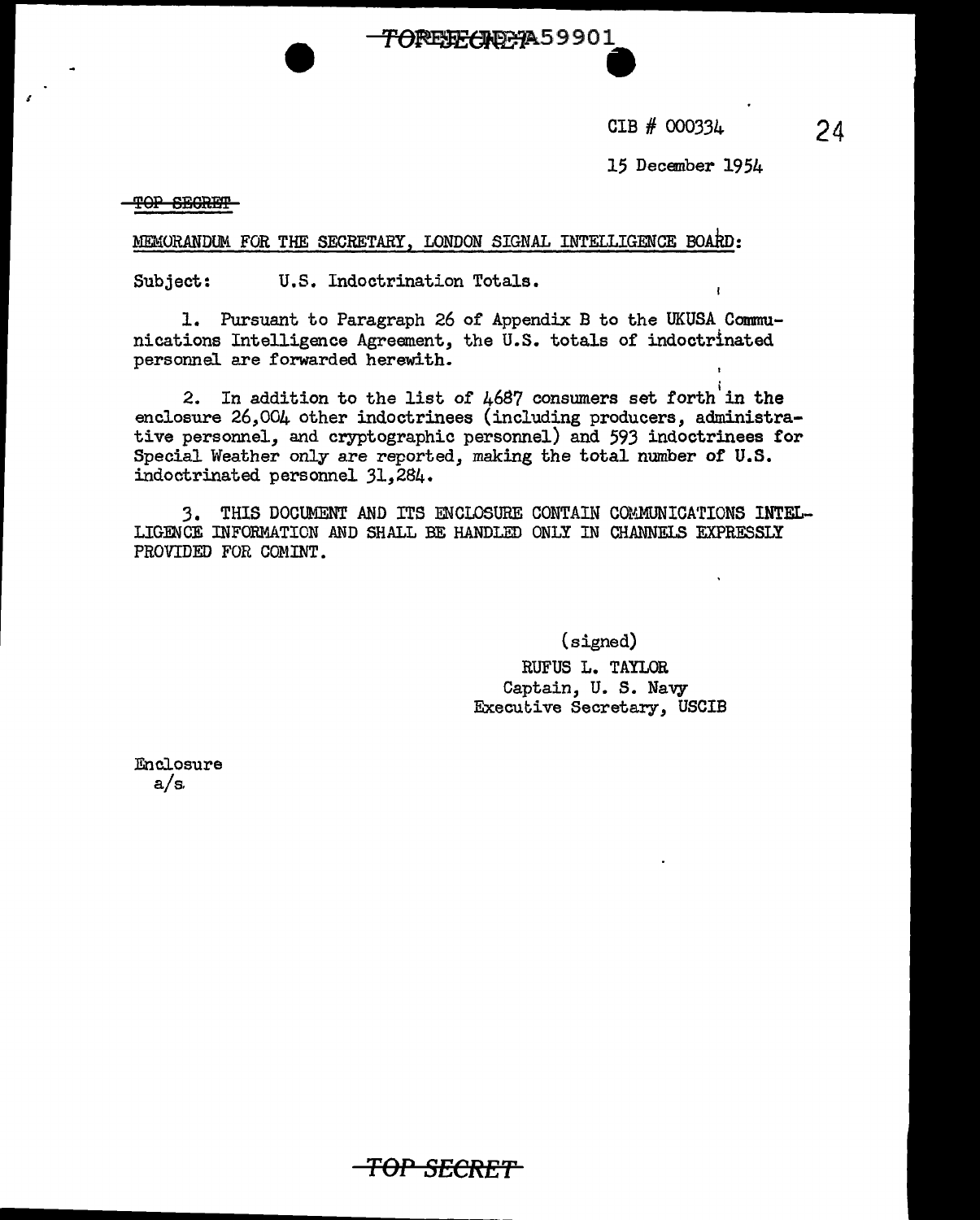CIB # 000334

15 December 1954

~~TOP SECRET~~

MEMORANDUM FOR THE SECRETARY, LONDON SIGNAL INTELLIGENCE BOARD:

Subject: U.S. Indoctrination Totals.

1. Pursuant to Paragraph 26 of Appendix B to the UKUSA Communications Intelligence Agreement, the U.S. totals of indoctrinated personnel are forwarded herewith.

2. In addition to the list of 4687 consumers set forth in the enclosure 26,004 other indoctrinees (including producers, administrative personnel, and cryptographic personnel) and 593 indoctrinees for Special Weather only are reported, making the total number of U.S. indoctrinated personnel 31,284.

3. THIS DOCUMENT AND ITS ENCLOSURE CONTAIN COMMUNICATIONS INTELLIGENCE INFORMATION AND SHALL BE HANDLED ONLY IN CHANNELS EXPRESSLY PROVIDED FOR COMINT.

(signed)
RUFUS L. TAYLOR
Captain, U. S. Navy
Executive Secretary, USCIB

Enclosure
a/s.

~~TOP SECRET~~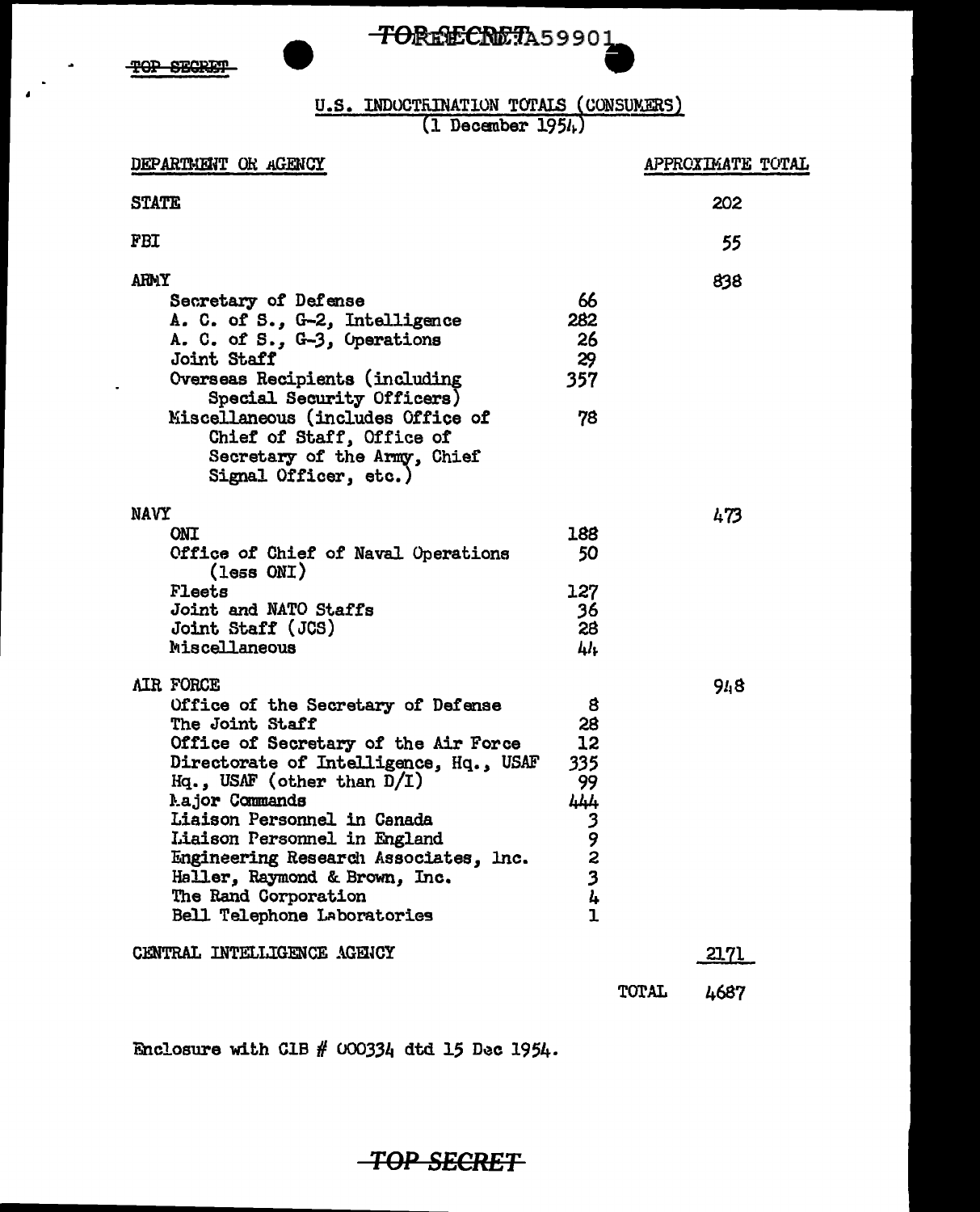TOP SECRET

TOP SECRET A59901

## U.S. INDOCTRINATION TOTALS (CONSUMERS)

(1 December 1954)

| DEPARTMENT OR AGENCY | | APPROXIMATE TOTAL |
|---|---|---|
| STATE | | 202 |
| FBI | | 55 |
| ARMY | | 838 |
| Secretary of Defense | 66 | |
| A. C. of S., G-2, Intelligence | 282 | |
| A. C. of S., G-3, Operations | 26 | |
| Joint Staff | 29 | |
| Overseas Recipients (including Special Security Officers) | 357 | |
| Miscellaneous (includes Office of Chief of Staff, Office of Secretary of the Army, Chief Signal Officer, etc.) | 78 | |
| NAVY | | 473 |
| ONI | 188 | |
| Office of Chief of Naval Operations (less ONI) | 50 | |
| Fleets | 127 | |
| Joint and NATO Staffs | 36 | |
| Joint Staff (JCS) | 28 | |
| Miscellaneous | 44 | |
| AIR FORCE | | 948 |
| Office of the Secretary of Defense | 8 | |
| The Joint Staff | 28 | |
| Office of Secretary of the Air Force | 12 | |
| Directorate of Intelligence, Hq., USAF | 335 | |
| Hq., USAF (other than D/I) | 99 | |
| Major Commands | 444 | |
| Liaison Personnel in Canada | 3 | |
| Liaison Personnel in England | 9 | |
| Engineering Research Associates, Inc. | 2 | |
| Heller, Raymond & Brown, Inc. | 3 | |
| The Rand Corporation | 4 | |
| Bell Telephone Laboratories | 1 | |
| CENTRAL INTELLIGENCE AGENCY | | 2171 |
| | TOTAL | 4687 |

Enclosure with CIB # 000334 dtd 15 Dec 1954.

TOP SECRET